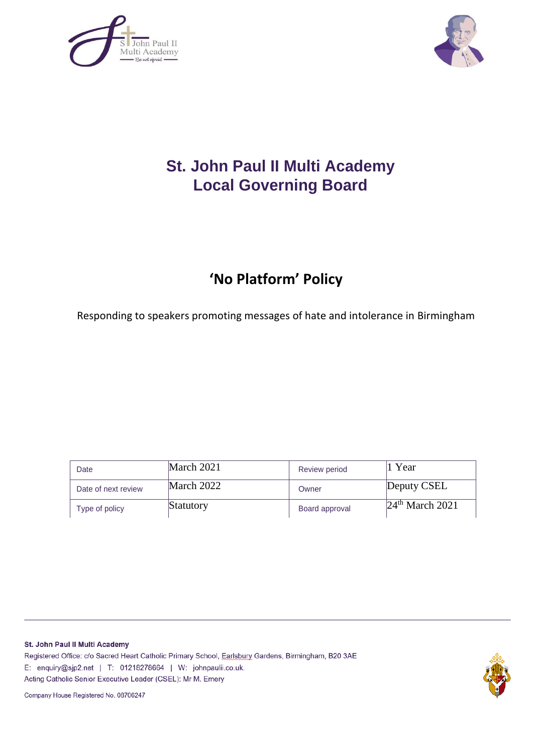# St. John Paul II Multi Academy
# Local Governing Board

## 'No Platform' Policy

Responding to speakers promoting messages of hate and intolerance in Birmingham

| Date | March 2021 | Review period | 1 Year |
|---|---|---|---|
| Date of next review | March 2022 | Owner | Deputy CSEL |
| Type of policy | Statutory | Board approval | 24th March 2021 |

**St. John Paul II Multi Academy**
Registered Office: c/o Sacred Heart Catholic Primary School, Earlsbury Gardens, Birmingham, B20 3AE
E: enquiry@sjp2.net | T: 01218278664 | W: johnpaulii.co.uk.
Acting Catholic Senior Executive Leader (CSEL): Mr M. Emery

Company House Registered No. 08706247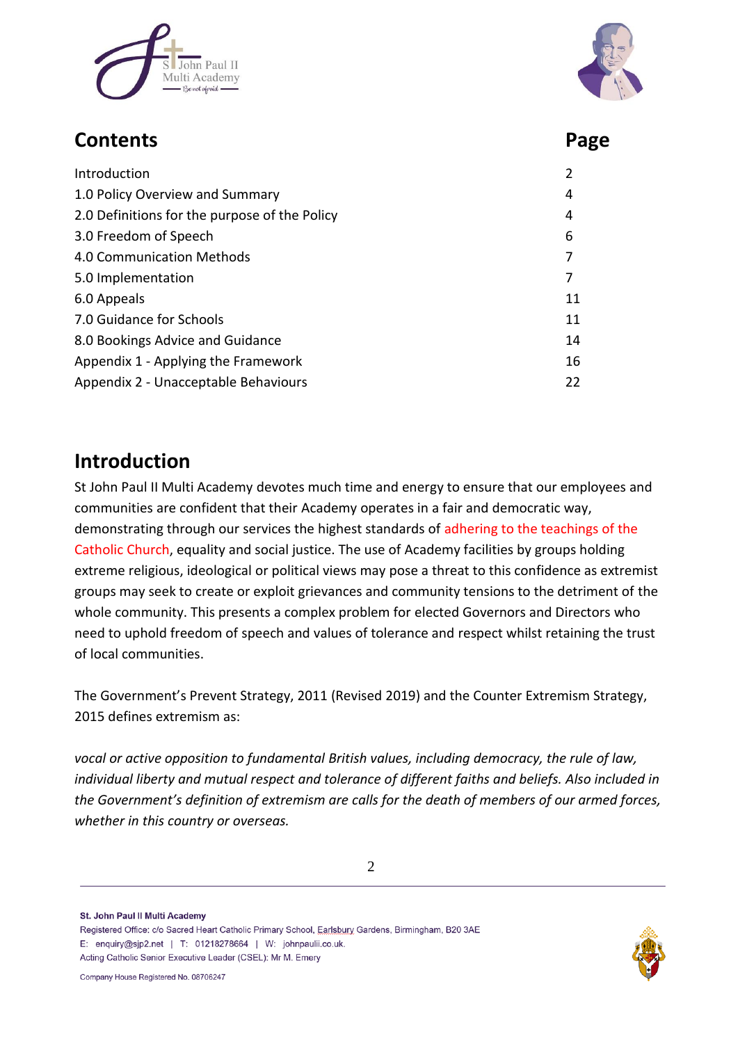## Contents

| Contents | Page |
|---|---|
| Introduction | 2 |
| 1.0 Policy Overview and Summary | 4 |
| 2.0 Definitions for the purpose of the Policy | 4 |
| 3.0 Freedom of Speech | 6 |
| 4.0 Communication Methods | 7 |
| 5.0 Implementation | 7 |
| 6.0 Appeals | 11 |
| 7.0 Guidance for Schools | 11 |
| 8.0 Bookings Advice and Guidance | 14 |
| Appendix 1 - Applying the Framework | 16 |
| Appendix 2 - Unacceptable Behaviours | 22 |

## Introduction

St John Paul II Multi Academy devotes much time and energy to ensure that our employees and communities are confident that their Academy operates in a fair and democratic way, demonstrating through our services the highest standards of adhering to the teachings of the Catholic Church, equality and social justice. The use of Academy facilities by groups holding extreme religious, ideological or political views may pose a threat to this confidence as extremist groups may seek to create or exploit grievances and community tensions to the detriment of the whole community. This presents a complex problem for elected Governors and Directors who need to uphold freedom of speech and values of tolerance and respect whilst retaining the trust of local communities.

The Government's Prevent Strategy, 2011 (Revised 2019) and the Counter Extremism Strategy, 2015 defines extremism as:

*vocal or active opposition to fundamental British values, including democracy, the rule of law, individual liberty and mutual respect and tolerance of different faiths and beliefs. Also included in the Government's definition of extremism are calls for the death of members of our armed forces, whether in this country or overseas.*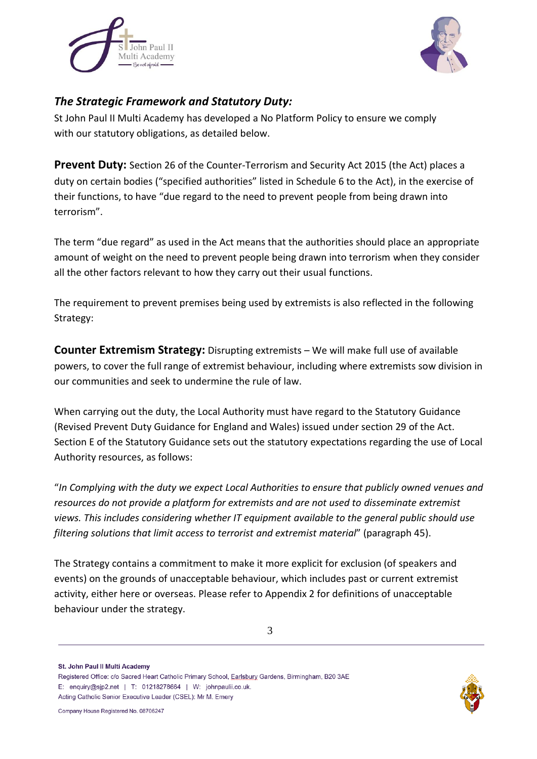## *The Strategic Framework and Statutory Duty:*

St John Paul II Multi Academy has developed a No Platform Policy to ensure we comply with our statutory obligations, as detailed below.

**Prevent Duty:** Section 26 of the Counter-Terrorism and Security Act 2015 (the Act) places a duty on certain bodies ("specified authorities" listed in Schedule 6 to the Act), in the exercise of their functions, to have "due regard to the need to prevent people from being drawn into terrorism".

The term "due regard" as used in the Act means that the authorities should place an appropriate amount of weight on the need to prevent people being drawn into terrorism when they consider all the other factors relevant to how they carry out their usual functions.

The requirement to prevent premises being used by extremists is also reflected in the following Strategy:

**Counter Extremism Strategy:** Disrupting extremists – We will make full use of available powers, to cover the full range of extremist behaviour, including where extremists sow division in our communities and seek to undermine the rule of law.

When carrying out the duty, the Local Authority must have regard to the Statutory Guidance (Revised Prevent Duty Guidance for England and Wales) issued under section 29 of the Act. Section E of the Statutory Guidance sets out the statutory expectations regarding the use of Local Authority resources, as follows:

"*In Complying with the duty we expect Local Authorities to ensure that publicly owned venues and resources do not provide a platform for extremists and are not used to disseminate extremist views. This includes considering whether IT equipment available to the general public should use filtering solutions that limit access to terrorist and extremist material*" (paragraph 45).

The Strategy contains a commitment to make it more explicit for exclusion (of speakers and events) on the grounds of unacceptable behaviour, which includes past or current extremist activity, either here or overseas. Please refer to Appendix 2 for definitions of unacceptable behaviour under the strategy.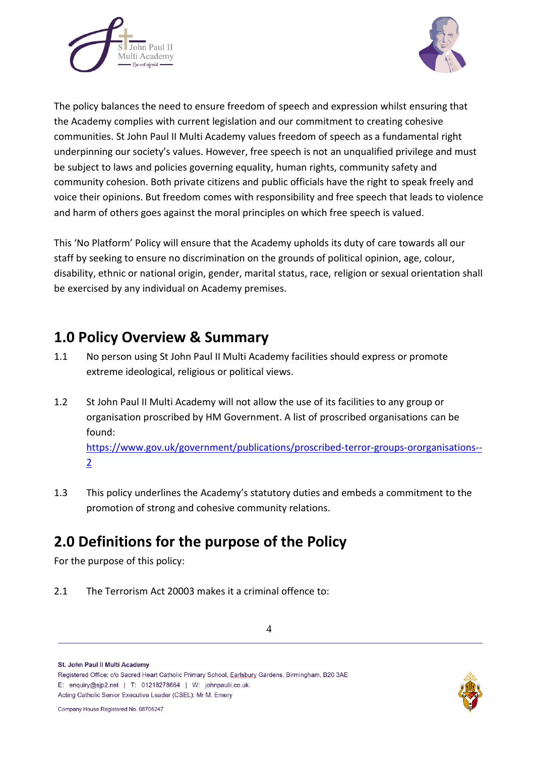The policy balances the need to ensure freedom of speech and expression whilst ensuring that the Academy complies with current legislation and our commitment to creating cohesive communities. St John Paul II Multi Academy values freedom of speech as a fundamental right underpinning our society's values. However, free speech is not an unqualified privilege and must be subject to laws and policies governing equality, human rights, community safety and community cohesion. Both private citizens and public officials have the right to speak freely and voice their opinions. But freedom comes with responsibility and free speech that leads to violence and harm of others goes against the moral principles on which free speech is valued.

This 'No Platform' Policy will ensure that the Academy upholds its duty of care towards all our staff by seeking to ensure no discrimination on the grounds of political opinion, age, colour, disability, ethnic or national origin, gender, marital status, race, religion or sexual orientation shall be exercised by any individual on Academy premises.

## 1.0 Policy Overview & Summary

1.1 No person using St John Paul II Multi Academy facilities should express or promote extreme ideological, religious or political views.

1.2 St John Paul II Multi Academy will not allow the use of its facilities to any group or organisation proscribed by HM Government. A list of proscribed organisations can be found: https://www.gov.uk/government/publications/proscribed-terror-groups-ororganisations--2

1.3 This policy underlines the Academy's statutory duties and embeds a commitment to the promotion of strong and cohesive community relations.

## 2.0 Definitions for the purpose of the Policy

For the purpose of this policy:

2.1 The Terrorism Act 20003 makes it a criminal offence to: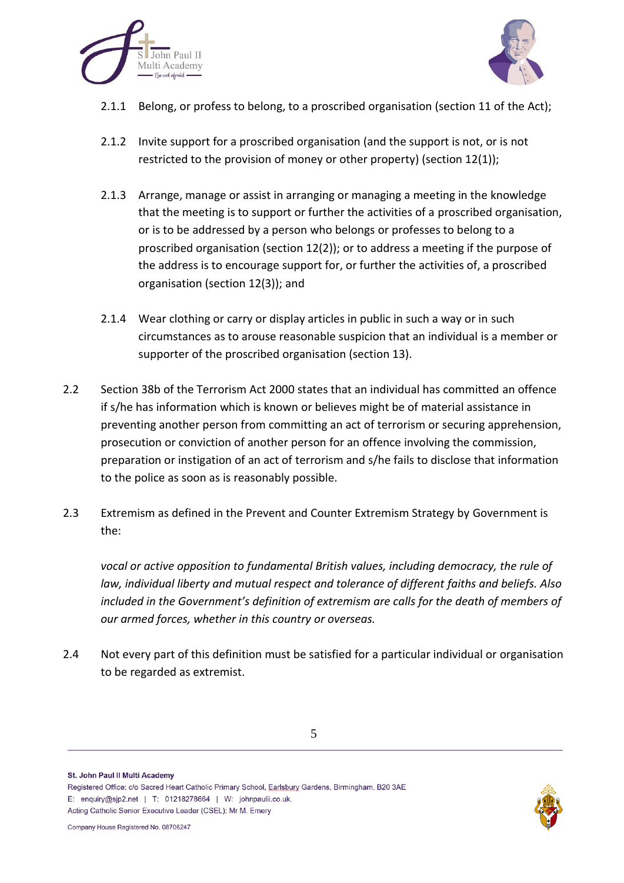2.1.1 Belong, or profess to belong, to a proscribed organisation (section 11 of the Act);

2.1.2 Invite support for a proscribed organisation (and the support is not, or is not restricted to the provision of money or other property) (section 12(1));

2.1.3 Arrange, manage or assist in arranging or managing a meeting in the knowledge that the meeting is to support or further the activities of a proscribed organisation, or is to be addressed by a person who belongs or professes to belong to a proscribed organisation (section 12(2)); or to address a meeting if the purpose of the address is to encourage support for, or further the activities of, a proscribed organisation (section 12(3)); and

2.1.4 Wear clothing or carry or display articles in public in such a way or in such circumstances as to arouse reasonable suspicion that an individual is a member or supporter of the proscribed organisation (section 13).

2.2 Section 38b of the Terrorism Act 2000 states that an individual has committed an offence if s/he has information which is known or believes might be of material assistance in preventing another person from committing an act of terrorism or securing apprehension, prosecution or conviction of another person for an offence involving the commission, preparation or instigation of an act of terrorism and s/he fails to disclose that information to the police as soon as is reasonably possible.

2.3 Extremism as defined in the Prevent and Counter Extremism Strategy by Government is the:

*vocal or active opposition to fundamental British values, including democracy, the rule of law, individual liberty and mutual respect and tolerance of different faiths and beliefs. Also included in the Government's definition of extremism are calls for the death of members of our armed forces, whether in this country or overseas.*

2.4 Not every part of this definition must be satisfied for a particular individual or organisation to be regarded as extremist.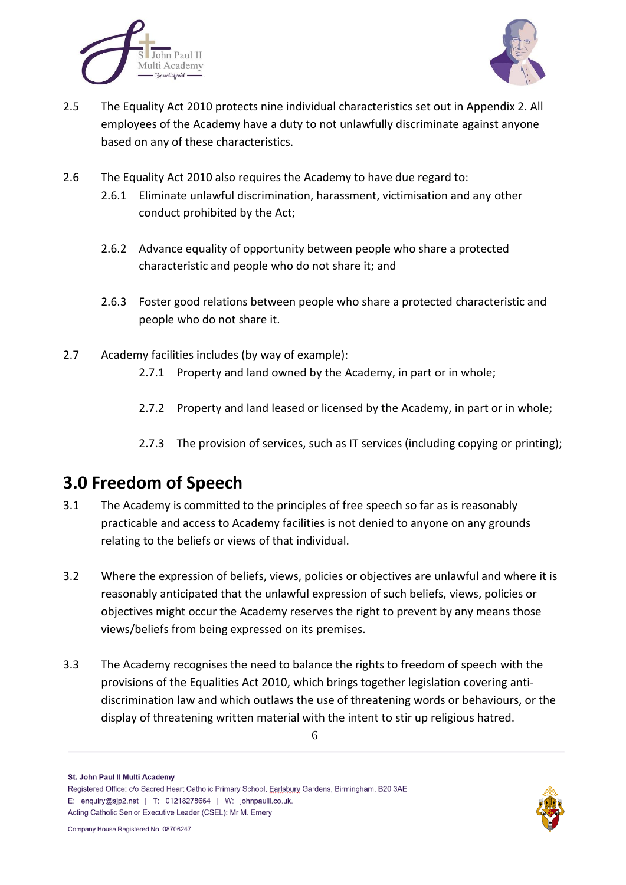2.5 The Equality Act 2010 protects nine individual characteristics set out in Appendix 2. All employees of the Academy have a duty to not unlawfully discriminate against anyone based on any of these characteristics.

2.6 The Equality Act 2010 also requires the Academy to have due regard to:

2.6.1 Eliminate unlawful discrimination, harassment, victimisation and any other conduct prohibited by the Act;

2.6.2 Advance equality of opportunity between people who share a protected characteristic and people who do not share it; and

2.6.3 Foster good relations between people who share a protected characteristic and people who do not share it.

2.7 Academy facilities includes (by way of example):

2.7.1 Property and land owned by the Academy, in part or in whole;

2.7.2 Property and land leased or licensed by the Academy, in part or in whole;

2.7.3 The provision of services, such as IT services (including copying or printing);

## 3.0 Freedom of Speech

3.1 The Academy is committed to the principles of free speech so far as is reasonably practicable and access to Academy facilities is not denied to anyone on any grounds relating to the beliefs or views of that individual.

3.2 Where the expression of beliefs, views, policies or objectives are unlawful and where it is reasonably anticipated that the unlawful expression of such beliefs, views, policies or objectives might occur the Academy reserves the right to prevent by any means those views/beliefs from being expressed on its premises.

3.3 The Academy recognises the need to balance the rights to freedom of speech with the provisions of the Equalities Act 2010, which brings together legislation covering anti-discrimination law and which outlaws the use of threatening words or behaviours, or the display of threatening written material with the intent to stir up religious hatred.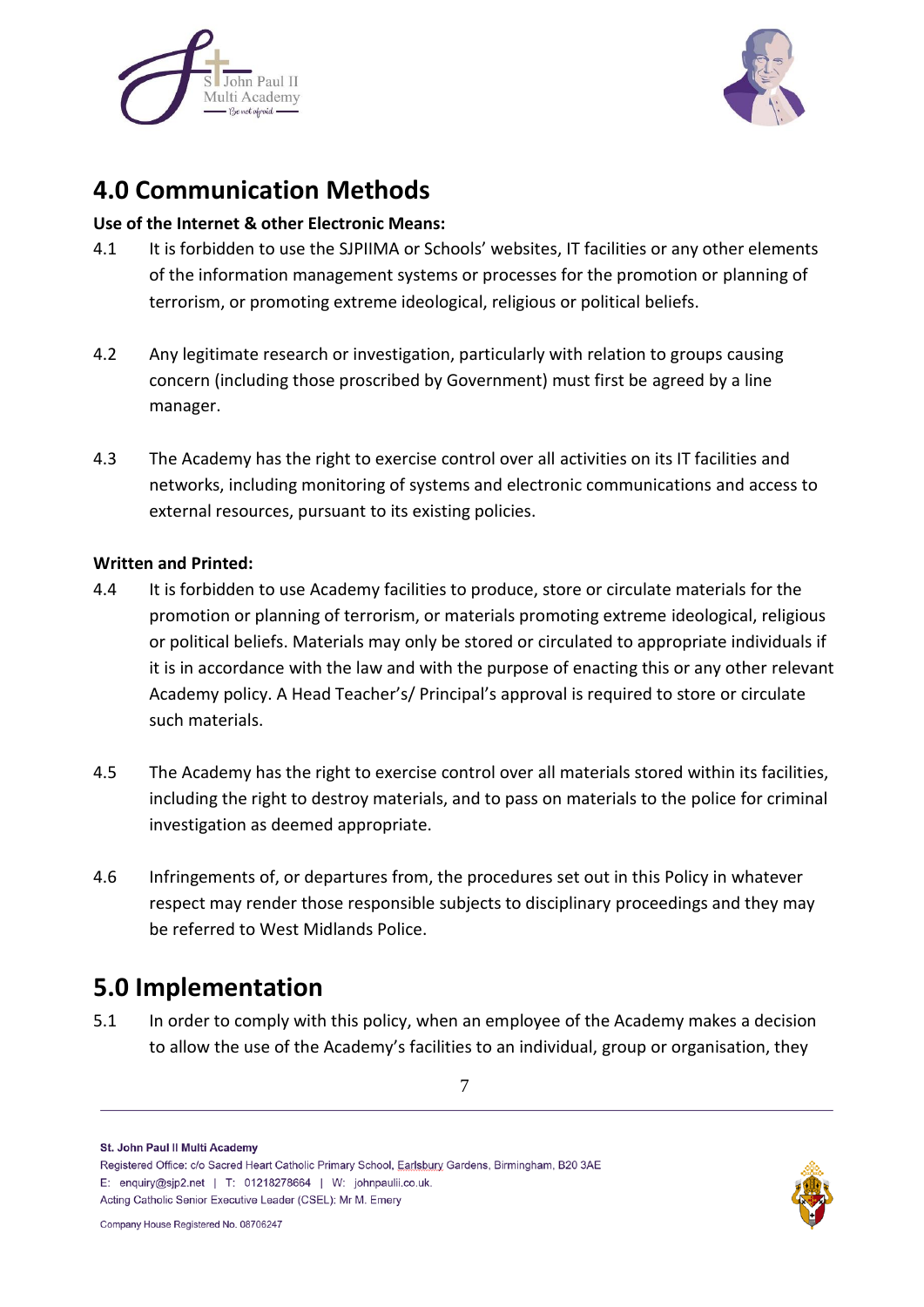## 4.0 Communication Methods

**Use of the Internet & other Electronic Means:**

4.1 It is forbidden to use the SJPIIMA or Schools' websites, IT facilities or any other elements of the information management systems or processes for the promotion or planning of terrorism, or promoting extreme ideological, religious or political beliefs.

4.2 Any legitimate research or investigation, particularly with relation to groups causing concern (including those proscribed by Government) must first be agreed by a line manager.

4.3 The Academy has the right to exercise control over all activities on its IT facilities and networks, including monitoring of systems and electronic communications and access to external resources, pursuant to its existing policies.

**Written and Printed:**

4.4 It is forbidden to use Academy facilities to produce, store or circulate materials for the promotion or planning of terrorism, or materials promoting extreme ideological, religious or political beliefs. Materials may only be stored or circulated to appropriate individuals if it is in accordance with the law and with the purpose of enacting this or any other relevant Academy policy. A Head Teacher's/ Principal's approval is required to store or circulate such materials.

4.5 The Academy has the right to exercise control over all materials stored within its facilities, including the right to destroy materials, and to pass on materials to the police for criminal investigation as deemed appropriate.

4.6 Infringements of, or departures from, the procedures set out in this Policy in whatever respect may render those responsible subjects to disciplinary proceedings and they may be referred to West Midlands Police.

## 5.0 Implementation

5.1 In order to comply with this policy, when an employee of the Academy makes a decision to allow the use of the Academy's facilities to an individual, group or organisation, they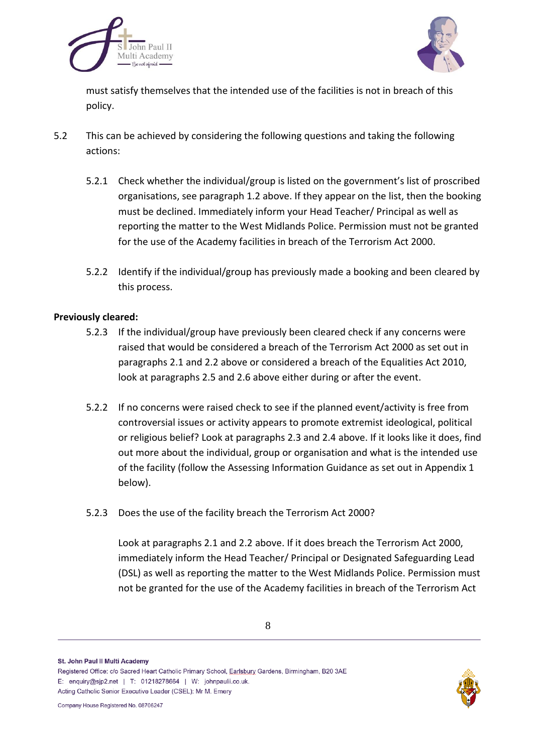must satisfy themselves that the intended use of the facilities is not in breach of this policy.

5.2 This can be achieved by considering the following questions and taking the following actions:

5.2.1 Check whether the individual/group is listed on the government's list of proscribed organisations, see paragraph 1.2 above. If they appear on the list, then the booking must be declined. Immediately inform your Head Teacher/ Principal as well as reporting the matter to the West Midlands Police. Permission must not be granted for the use of the Academy facilities in breach of the Terrorism Act 2000.

5.2.2 Identify if the individual/group has previously made a booking and been cleared by this process.

**Previously cleared:**

5.2.3 If the individual/group have previously been cleared check if any concerns were raised that would be considered a breach of the Terrorism Act 2000 as set out in paragraphs 2.1 and 2.2 above or considered a breach of the Equalities Act 2010, look at paragraphs 2.5 and 2.6 above either during or after the event.

5.2.2 If no concerns were raised check to see if the planned event/activity is free from controversial issues or activity appears to promote extremist ideological, political or religious belief? Look at paragraphs 2.3 and 2.4 above. If it looks like it does, find out more about the individual, group or organisation and what is the intended use of the facility (follow the Assessing Information Guidance as set out in Appendix 1 below).

5.2.3 Does the use of the facility breach the Terrorism Act 2000?

Look at paragraphs 2.1 and 2.2 above. If it does breach the Terrorism Act 2000, immediately inform the Head Teacher/ Principal or Designated Safeguarding Lead (DSL) as well as reporting the matter to the West Midlands Police. Permission must not be granted for the use of the Academy facilities in breach of the Terrorism Act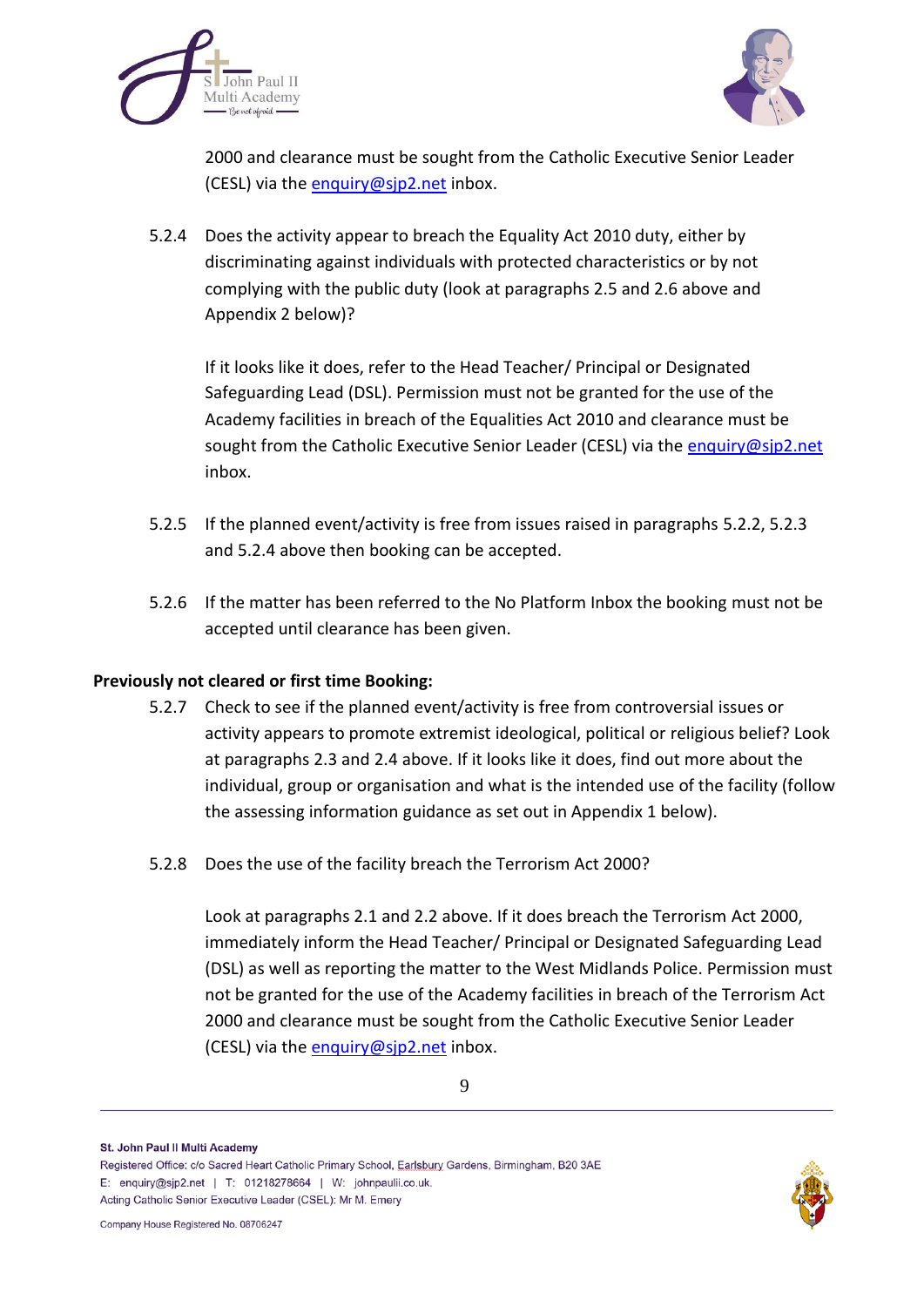2000 and clearance must be sought from the Catholic Executive Senior Leader (CESL) via the enquiry@sjp2.net inbox.

5.2.4 Does the activity appear to breach the Equality Act 2010 duty, either by discriminating against individuals with protected characteristics or by not complying with the public duty (look at paragraphs 2.5 and 2.6 above and Appendix 2 below)?

If it looks like it does, refer to the Head Teacher/ Principal or Designated Safeguarding Lead (DSL). Permission must not be granted for the use of the Academy facilities in breach of the Equalities Act 2010 and clearance must be sought from the Catholic Executive Senior Leader (CESL) via the enquiry@sjp2.net inbox.

5.2.5 If the planned event/activity is free from issues raised in paragraphs 5.2.2, 5.2.3 and 5.2.4 above then booking can be accepted.

5.2.6 If the matter has been referred to the No Platform Inbox the booking must not be accepted until clearance has been given.

**Previously not cleared or first time Booking:**

5.2.7 Check to see if the planned event/activity is free from controversial issues or activity appears to promote extremist ideological, political or religious belief? Look at paragraphs 2.3 and 2.4 above. If it looks like it does, find out more about the individual, group or organisation and what is the intended use of the facility (follow the assessing information guidance as set out in Appendix 1 below).

5.2.8 Does the use of the facility breach the Terrorism Act 2000?

Look at paragraphs 2.1 and 2.2 above. If it does breach the Terrorism Act 2000, immediately inform the Head Teacher/ Principal or Designated Safeguarding Lead (DSL) as well as reporting the matter to the West Midlands Police. Permission must not be granted for the use of the Academy facilities in breach of the Terrorism Act 2000 and clearance must be sought from the Catholic Executive Senior Leader (CESL) via the enquiry@sjp2.net inbox.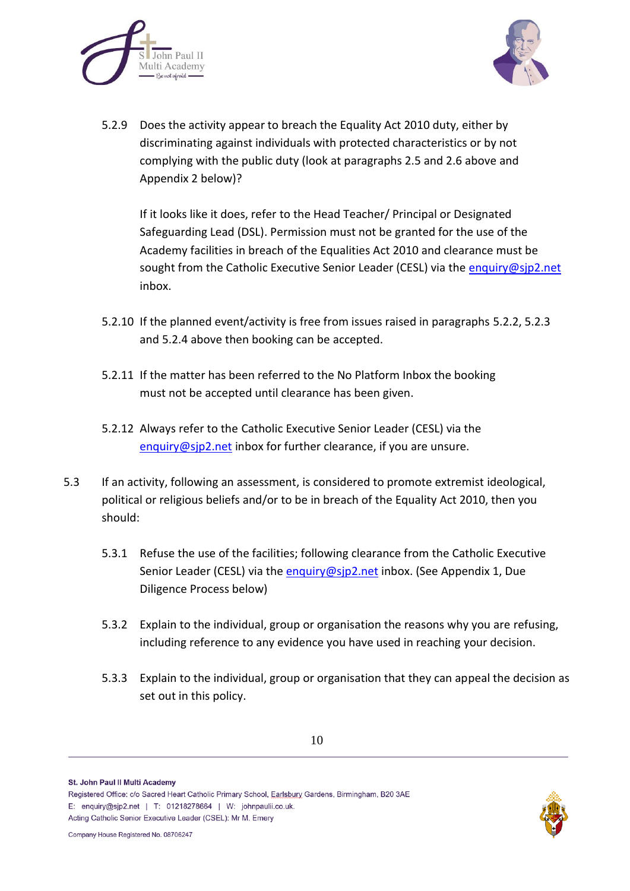5.2.9 Does the activity appear to breach the Equality Act 2010 duty, either by discriminating against individuals with protected characteristics or by not complying with the public duty (look at paragraphs 2.5 and 2.6 above and Appendix 2 below)?

If it looks like it does, refer to the Head Teacher/ Principal or Designated Safeguarding Lead (DSL). Permission must not be granted for the use of the Academy facilities in breach of the Equalities Act 2010 and clearance must be sought from the Catholic Executive Senior Leader (CESL) via the enquiry@sjp2.net inbox.

5.2.10 If the planned event/activity is free from issues raised in paragraphs 5.2.2, 5.2.3 and 5.2.4 above then booking can be accepted.

5.2.11 If the matter has been referred to the No Platform Inbox the booking must not be accepted until clearance has been given.

5.2.12 Always refer to the Catholic Executive Senior Leader (CESL) via the enquiry@sjp2.net inbox for further clearance, if you are unsure.

5.3 If an activity, following an assessment, is considered to promote extremist ideological, political or religious beliefs and/or to be in breach of the Equality Act 2010, then you should:

5.3.1 Refuse the use of the facilities; following clearance from the Catholic Executive Senior Leader (CESL) via the enquiry@sjp2.net inbox. (See Appendix 1, Due Diligence Process below)

5.3.2 Explain to the individual, group or organisation the reasons why you are refusing, including reference to any evidence you have used in reaching your decision.

5.3.3 Explain to the individual, group or organisation that they can appeal the decision as set out in this policy.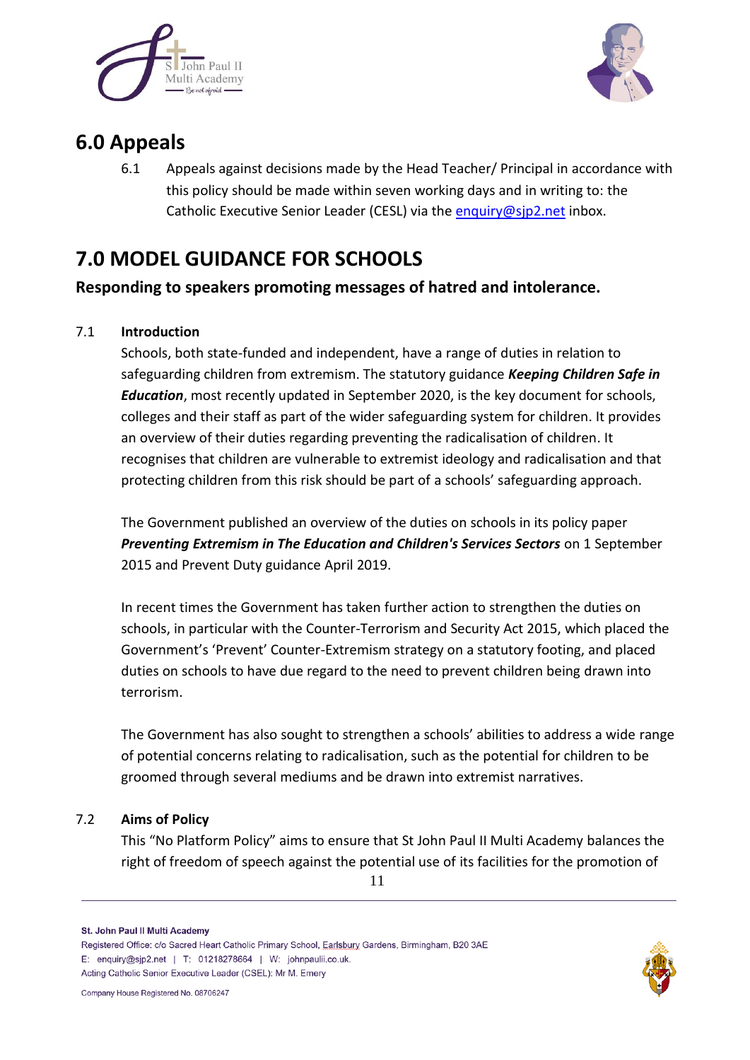## 6.0 Appeals

6.1 Appeals against decisions made by the Head Teacher/ Principal in accordance with this policy should be made within seven working days and in writing to: the Catholic Executive Senior Leader (CESL) via the enquiry@sjp2.net inbox.

## 7.0 MODEL GUIDANCE FOR SCHOOLS

### Responding to speakers promoting messages of hatred and intolerance.

7.1 **Introduction**

Schools, both state-funded and independent, have a range of duties in relation to safeguarding children from extremism. The statutory guidance ***Keeping Children Safe in Education***, most recently updated in September 2020, is the key document for schools, colleges and their staff as part of the wider safeguarding system for children. It provides an overview of their duties regarding preventing the radicalisation of children. It recognises that children are vulnerable to extremist ideology and radicalisation and that protecting children from this risk should be part of a schools' safeguarding approach.

The Government published an overview of the duties on schools in its policy paper ***Preventing Extremism in The Education and Children's Services Sectors*** on 1 September 2015 and Prevent Duty guidance April 2019.

In recent times the Government has taken further action to strengthen the duties on schools, in particular with the Counter-Terrorism and Security Act 2015, which placed the Government's 'Prevent' Counter-Extremism strategy on a statutory footing, and placed duties on schools to have due regard to the need to prevent children being drawn into terrorism.

The Government has also sought to strengthen a schools' abilities to address a wide range of potential concerns relating to radicalisation, such as the potential for children to be groomed through several mediums and be drawn into extremist narratives.

7.2 **Aims of Policy**

This "No Platform Policy" aims to ensure that St John Paul II Multi Academy balances the right of freedom of speech against the potential use of its facilities for the promotion of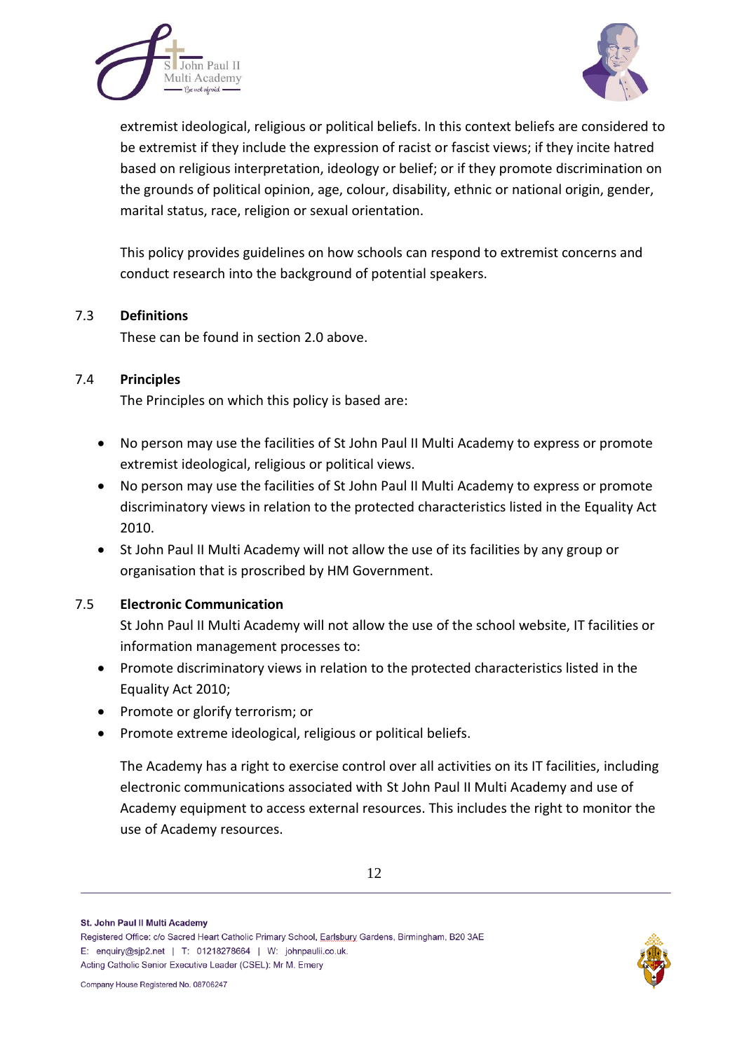extremist ideological, religious or political beliefs. In this context beliefs are considered to be extremist if they include the expression of racist or fascist views; if they incite hatred based on religious interpretation, ideology or belief; or if they promote discrimination on the grounds of political opinion, age, colour, disability, ethnic or national origin, gender, marital status, race, religion or sexual orientation.

This policy provides guidelines on how schools can respond to extremist concerns and conduct research into the background of potential speakers.

### 7.3 Definitions

These can be found in section 2.0 above.

### 7.4 Principles

The Principles on which this policy is based are:

- No person may use the facilities of St John Paul II Multi Academy to express or promote extremist ideological, religious or political views.
- No person may use the facilities of St John Paul II Multi Academy to express or promote discriminatory views in relation to the protected characteristics listed in the Equality Act 2010.
- St John Paul II Multi Academy will not allow the use of its facilities by any group or organisation that is proscribed by HM Government.

### 7.5 Electronic Communication

St John Paul II Multi Academy will not allow the use of the school website, IT facilities or information management processes to:

- Promote discriminatory views in relation to the protected characteristics listed in the Equality Act 2010;
- Promote or glorify terrorism; or
- Promote extreme ideological, religious or political beliefs.

The Academy has a right to exercise control over all activities on its IT facilities, including electronic communications associated with St John Paul II Multi Academy and use of Academy equipment to access external resources. This includes the right to monitor the use of Academy resources.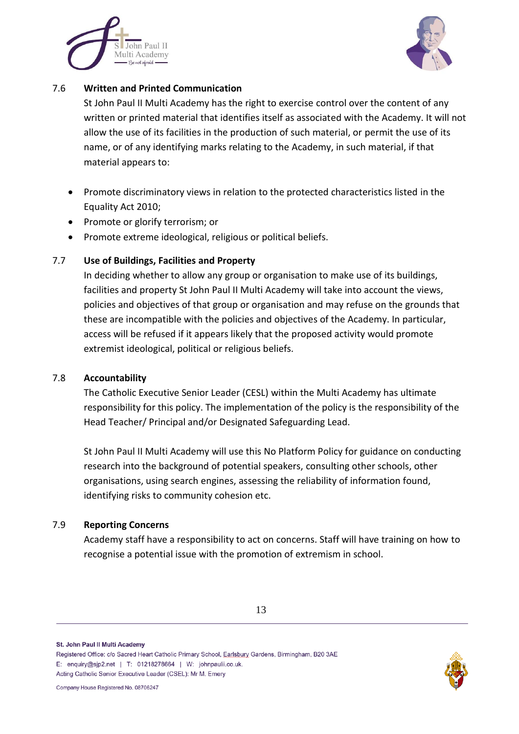### 7.6 Written and Printed Communication

St John Paul II Multi Academy has the right to exercise control over the content of any written or printed material that identifies itself as associated with the Academy. It will not allow the use of its facilities in the production of such material, or permit the use of its name, or of any identifying marks relating to the Academy, in such material, if that material appears to:

- Promote discriminatory views in relation to the protected characteristics listed in the Equality Act 2010;
- Promote or glorify terrorism; or
- Promote extreme ideological, religious or political beliefs.

### 7.7 Use of Buildings, Facilities and Property

In deciding whether to allow any group or organisation to make use of its buildings, facilities and property St John Paul II Multi Academy will take into account the views, policies and objectives of that group or organisation and may refuse on the grounds that these are incompatible with the policies and objectives of the Academy. In particular, access will be refused if it appears likely that the proposed activity would promote extremist ideological, political or religious beliefs.

### 7.8 Accountability

The Catholic Executive Senior Leader (CESL) within the Multi Academy has ultimate responsibility for this policy. The implementation of the policy is the responsibility of the Head Teacher/ Principal and/or Designated Safeguarding Lead.

St John Paul II Multi Academy will use this No Platform Policy for guidance on conducting research into the background of potential speakers, consulting other schools, other organisations, using search engines, assessing the reliability of information found, identifying risks to community cohesion etc.

### 7.9 Reporting Concerns

Academy staff have a responsibility to act on concerns. Staff will have training on how to recognise a potential issue with the promotion of extremism in school.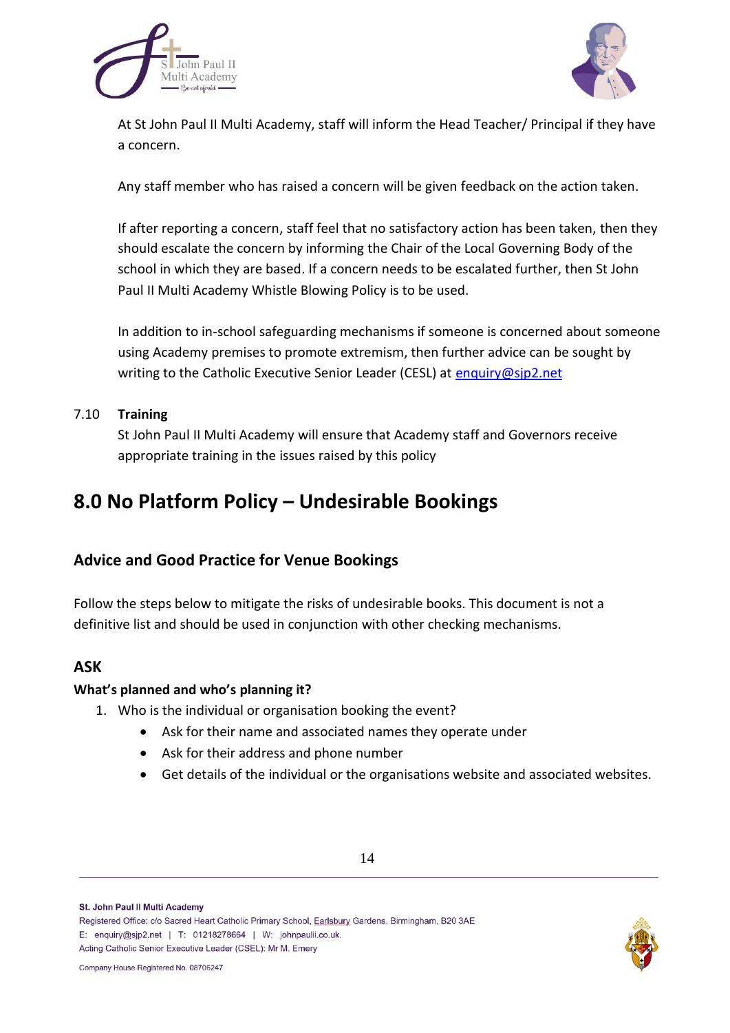At St John Paul II Multi Academy, staff will inform the Head Teacher/ Principal if they have a concern.

Any staff member who has raised a concern will be given feedback on the action taken.

If after reporting a concern, staff feel that no satisfactory action has been taken, then they should escalate the concern by informing the Chair of the Local Governing Body of the school in which they are based. If a concern needs to be escalated further, then St John Paul II Multi Academy Whistle Blowing Policy is to be used.

In addition to in-school safeguarding mechanisms if someone is concerned about someone using Academy premises to promote extremism, then further advice can be sought by writing to the Catholic Executive Senior Leader (CESL) at enquiry@sjp2.net

7.10 **Training**

St John Paul II Multi Academy will ensure that Academy staff and Governors receive appropriate training in the issues raised by this policy

# 8.0 No Platform Policy – Undesirable Bookings

## Advice and Good Practice for Venue Bookings

Follow the steps below to mitigate the risks of undesirable books. This document is not a definitive list and should be used in conjunction with other checking mechanisms.

## ASK

**What's planned and who's planning it?**

1. Who is the individual or organisation booking the event?
   - Ask for their name and associated names they operate under
   - Ask for their address and phone number
   - Get details of the individual or the organisations website and associated websites.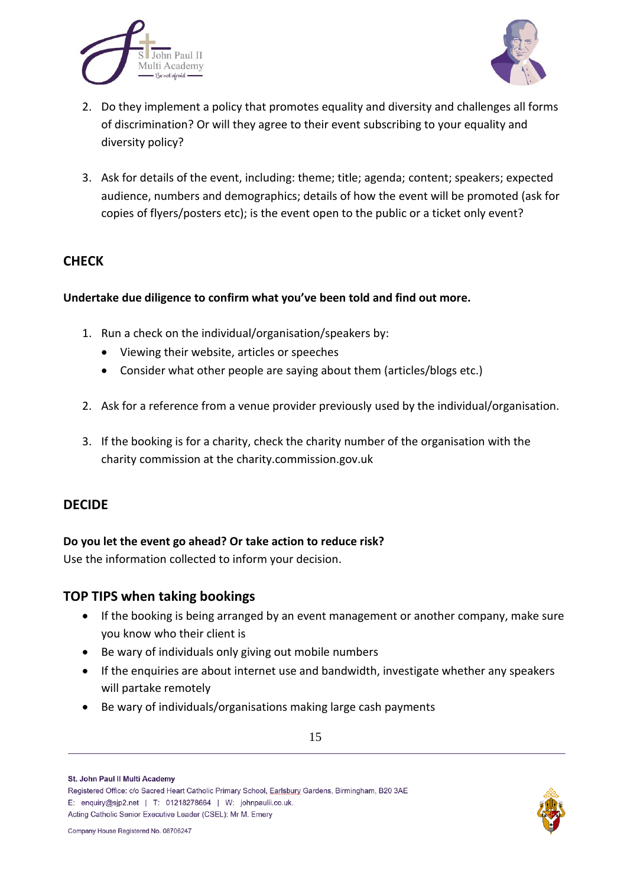2. Do they implement a policy that promotes equality and diversity and challenges all forms of discrimination? Or will they agree to their event subscribing to your equality and diversity policy?

3. Ask for details of the event, including: theme; title; agenda; content; speakers; expected audience, numbers and demographics; details of how the event will be promoted (ask for copies of flyers/posters etc); is the event open to the public or a ticket only event?

## CHECK

**Undertake due diligence to confirm what you've been told and find out more.**

1. Run a check on the individual/organisation/speakers by:
   - Viewing their website, articles or speeches
   - Consider what other people are saying about them (articles/blogs etc.)

2. Ask for a reference from a venue provider previously used by the individual/organisation.

3. If the booking is for a charity, check the charity number of the organisation with the charity commission at the charity.commission.gov.uk

## DECIDE

**Do you let the event go ahead? Or take action to reduce risk?**
Use the information collected to inform your decision.

## TOP TIPS when taking bookings

- If the booking is being arranged by an event management or another company, make sure you know who their client is
- Be wary of individuals only giving out mobile numbers
- If the enquiries are about internet use and bandwidth, investigate whether any speakers will partake remotely
- Be wary of individuals/organisations making large cash payments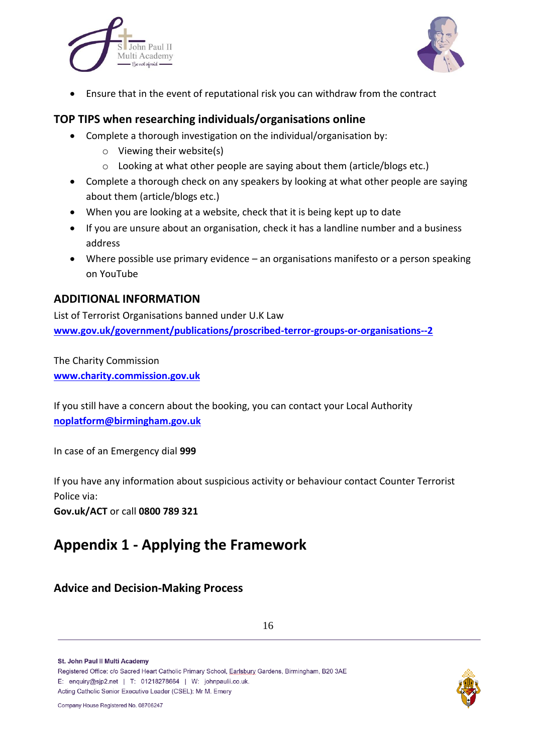- Ensure that in the event of reputational risk you can withdraw from the contract

## TOP TIPS when researching individuals/organisations online

- Complete a thorough investigation on the individual/organisation by:
  - Viewing their website(s)
  - Looking at what other people are saying about them (article/blogs etc.)
- Complete a thorough check on any speakers by looking at what other people are saying about them (article/blogs etc.)
- When you are looking at a website, check that it is being kept up to date
- If you are unsure about an organisation, check it has a landline number and a business address
- Where possible use primary evidence – an organisations manifesto or a person speaking on YouTube

## ADDITIONAL INFORMATION

List of Terrorist Organisations banned under U.K Law
**www.gov.uk/government/publications/proscribed-terror-groups-or-organisations--2**

The Charity Commission
**www.charity.commission.gov.uk**

If you still have a concern about the booking, you can contact your Local Authority
**noplatform@birmingham.gov.uk**

In case of an Emergency dial **999**

If you have any information about suspicious activity or behaviour contact Counter Terrorist Police via:
**Gov.uk/ACT** or call **0800 789 321**

# Appendix 1 - Applying the Framework

### Advice and Decision-Making Process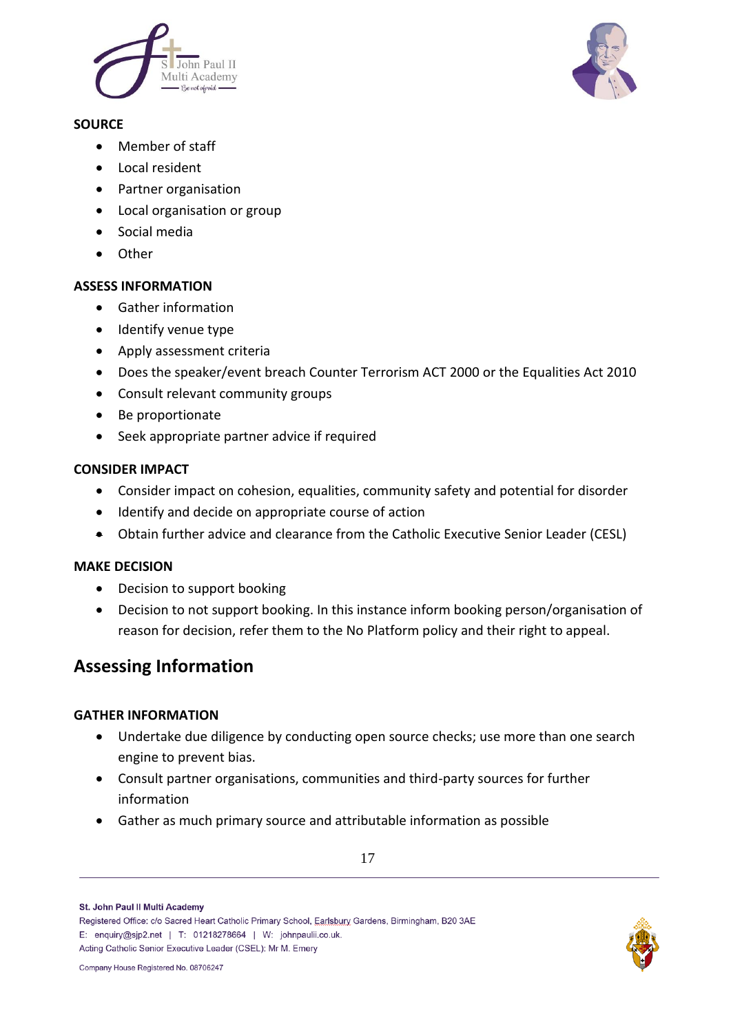**SOURCE**

- Member of staff
- Local resident
- Partner organisation
- Local organisation or group
- Social media
- Other

**ASSESS INFORMATION**

- Gather information
- Identify venue type
- Apply assessment criteria
- Does the speaker/event breach Counter Terrorism ACT 2000 or the Equalities Act 2010
- Consult relevant community groups
- Be proportionate
- Seek appropriate partner advice if required

**CONSIDER IMPACT**

- Consider impact on cohesion, equalities, community safety and potential for disorder
- Identify and decide on appropriate course of action
- Obtain further advice and clearance from the Catholic Executive Senior Leader (CESL)

**MAKE DECISION**

- Decision to support booking
- Decision to not support booking. In this instance inform booking person/organisation of reason for decision, refer them to the No Platform policy and their right to appeal.

## Assessing Information

**GATHER INFORMATION**

- Undertake due diligence by conducting open source checks; use more than one search engine to prevent bias.
- Consult partner organisations, communities and third-party sources for further information
- Gather as much primary source and attributable information as possible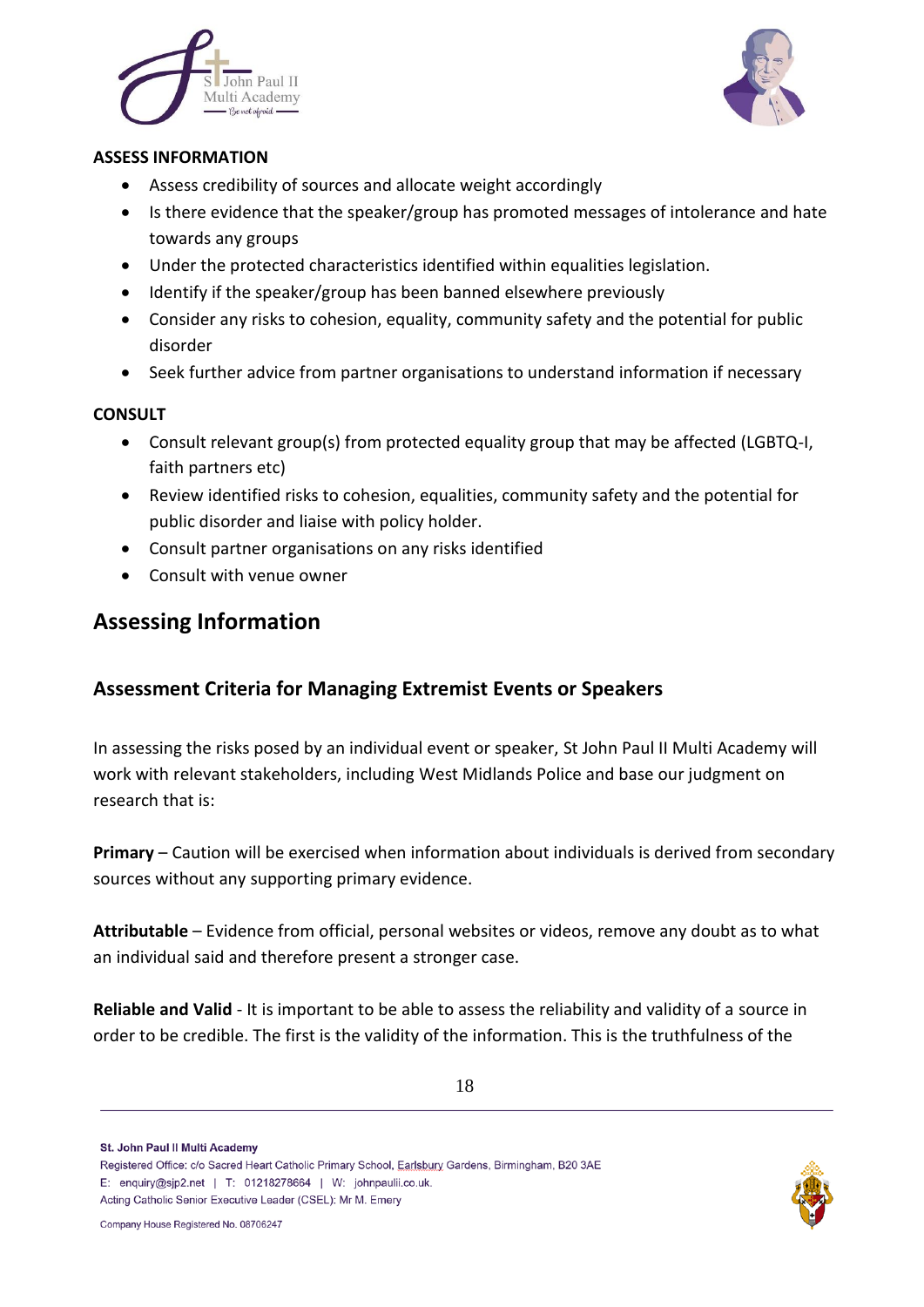**ASSESS INFORMATION**

- Assess credibility of sources and allocate weight accordingly
- Is there evidence that the speaker/group has promoted messages of intolerance and hate towards any groups
- Under the protected characteristics identified within equalities legislation.
- Identify if the speaker/group has been banned elsewhere previously
- Consider any risks to cohesion, equality, community safety and the potential for public disorder
- Seek further advice from partner organisations to understand information if necessary

**CONSULT**

- Consult relevant group(s) from protected equality group that may be affected (LGBTQ-I, faith partners etc)
- Review identified risks to cohesion, equalities, community safety and the potential for public disorder and liaise with policy holder.
- Consult partner organisations on any risks identified
- Consult with venue owner

## Assessing Information

### Assessment Criteria for Managing Extremist Events or Speakers

In assessing the risks posed by an individual event or speaker, St John Paul II Multi Academy will work with relevant stakeholders, including West Midlands Police and base our judgment on research that is:

**Primary** – Caution will be exercised when information about individuals is derived from secondary sources without any supporting primary evidence.

**Attributable** – Evidence from official, personal websites or videos, remove any doubt as to what an individual said and therefore present a stronger case.

**Reliable and Valid** - It is important to be able to assess the reliability and validity of a source in order to be credible. The first is the validity of the information. This is the truthfulness of the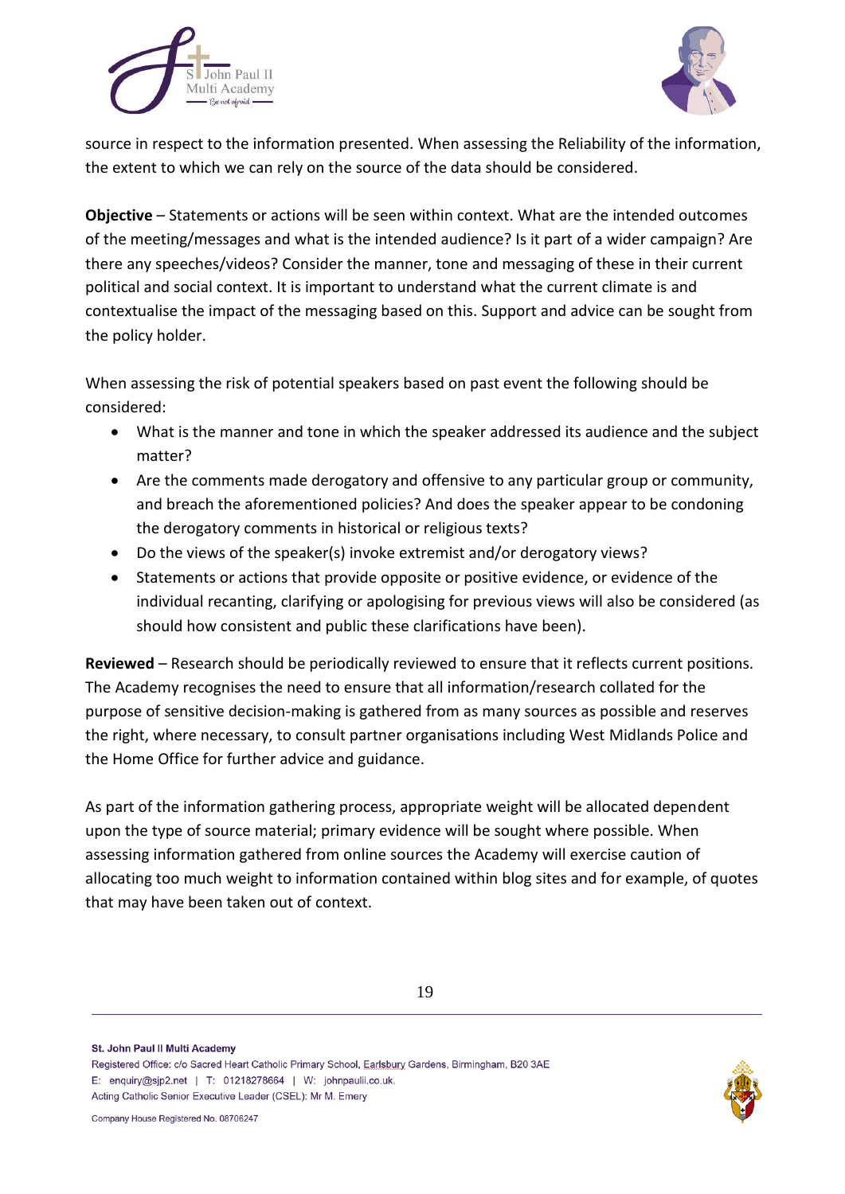source in respect to the information presented. When assessing the Reliability of the information, the extent to which we can rely on the source of the data should be considered.

**Objective** – Statements or actions will be seen within context. What are the intended outcomes of the meeting/messages and what is the intended audience? Is it part of a wider campaign? Are there any speeches/videos? Consider the manner, tone and messaging of these in their current political and social context. It is important to understand what the current climate is and contextualise the impact of the messaging based on this. Support and advice can be sought from the policy holder.

When assessing the risk of potential speakers based on past event the following should be considered:

- What is the manner and tone in which the speaker addressed its audience and the subject matter?
- Are the comments made derogatory and offensive to any particular group or community, and breach the aforementioned policies? And does the speaker appear to be condoning the derogatory comments in historical or religious texts?
- Do the views of the speaker(s) invoke extremist and/or derogatory views?
- Statements or actions that provide opposite or positive evidence, or evidence of the individual recanting, clarifying or apologising for previous views will also be considered (as should how consistent and public these clarifications have been).

**Reviewed** – Research should be periodically reviewed to ensure that it reflects current positions. The Academy recognises the need to ensure that all information/research collated for the purpose of sensitive decision-making is gathered from as many sources as possible and reserves the right, where necessary, to consult partner organisations including West Midlands Police and the Home Office for further advice and guidance.

As part of the information gathering process, appropriate weight will be allocated dependent upon the type of source material; primary evidence will be sought where possible. When assessing information gathered from online sources the Academy will exercise caution of allocating too much weight to information contained within blog sites and for example, of quotes that may have been taken out of context.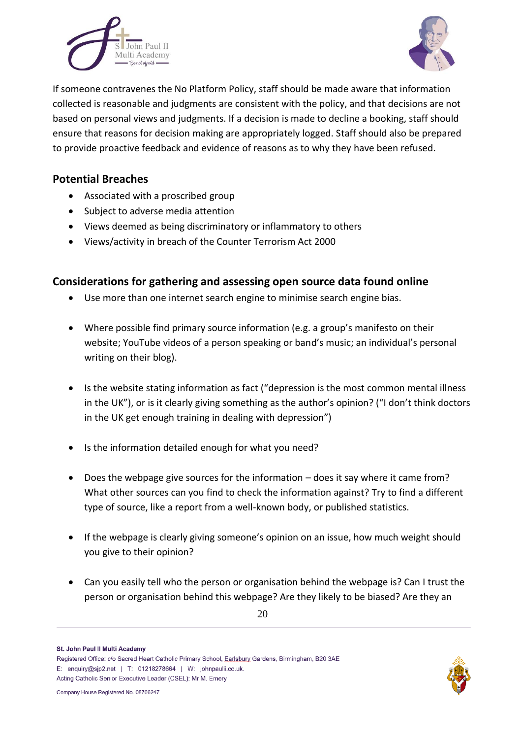If someone contravenes the No Platform Policy, staff should be made aware that information collected is reasonable and judgments are consistent with the policy, and that decisions are not based on personal views and judgments. If a decision is made to decline a booking, staff should ensure that reasons for decision making are appropriately logged. Staff should also be prepared to provide proactive feedback and evidence of reasons as to why they have been refused.

## Potential Breaches

- Associated with a proscribed group
- Subject to adverse media attention
- Views deemed as being discriminatory or inflammatory to others
- Views/activity in breach of the Counter Terrorism Act 2000

## Considerations for gathering and assessing open source data found online

- Use more than one internet search engine to minimise search engine bias.
- Where possible find primary source information (e.g. a group's manifesto on their website; YouTube videos of a person speaking or band's music; an individual's personal writing on their blog).
- Is the website stating information as fact ("depression is the most common mental illness in the UK"), or is it clearly giving something as the author's opinion? ("I don't think doctors in the UK get enough training in dealing with depression")
- Is the information detailed enough for what you need?
- Does the webpage give sources for the information – does it say where it came from? What other sources can you find to check the information against? Try to find a different type of source, like a report from a well-known body, or published statistics.
- If the webpage is clearly giving someone's opinion on an issue, how much weight should you give to their opinion?
- Can you easily tell who the person or organisation behind the webpage is? Can I trust the person or organisation behind this webpage? Are they likely to be biased? Are they an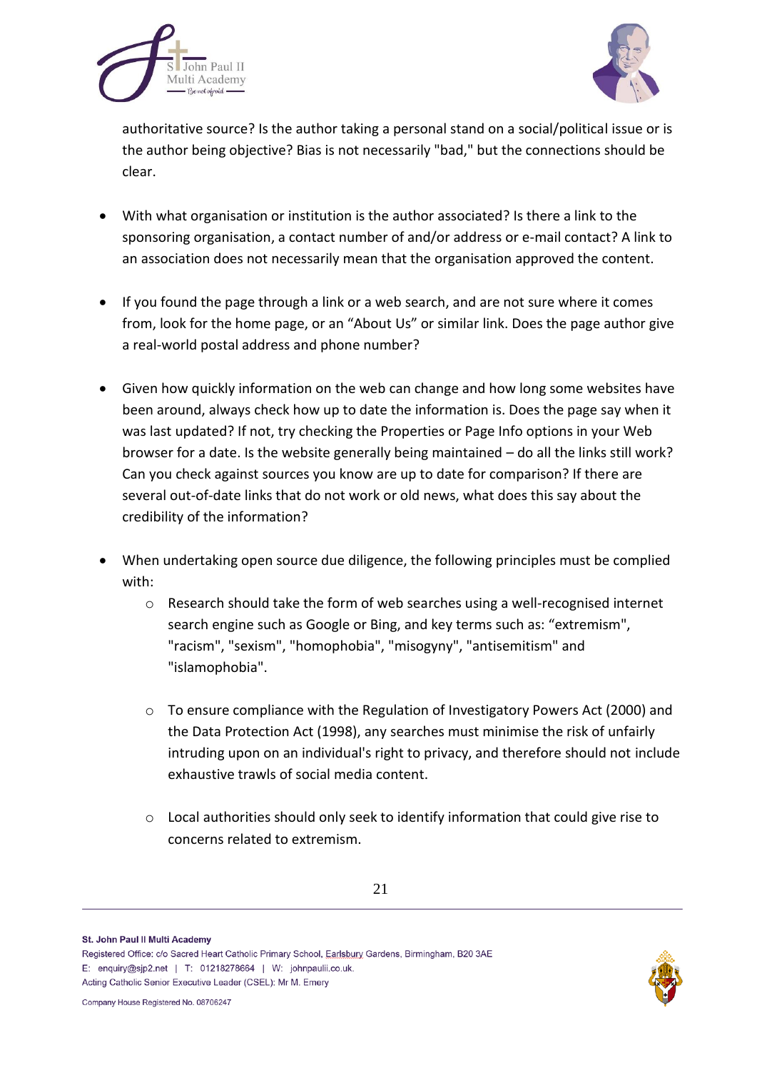authoritative source? Is the author taking a personal stand on a social/political issue or is the author being objective? Bias is not necessarily "bad," but the connections should be clear.

- With what organisation or institution is the author associated? Is there a link to the sponsoring organisation, a contact number of and/or address or e-mail contact? A link to an association does not necessarily mean that the organisation approved the content.

- If you found the page through a link or a web search, and are not sure where it comes from, look for the home page, or an “About Us” or similar link. Does the page author give a real-world postal address and phone number?

- Given how quickly information on the web can change and how long some websites have been around, always check how up to date the information is. Does the page say when it was last updated? If not, try checking the Properties or Page Info options in your Web browser for a date. Is the website generally being maintained – do all the links still work? Can you check against sources you know are up to date for comparison? If there are several out-of-date links that do not work or old news, what does this say about the credibility of the information?

- When undertaking open source due diligence, the following principles must be complied with:
  - Research should take the form of web searches using a well-recognised internet search engine such as Google or Bing, and key terms such as: “extremism", "racism", "sexism", "homophobia", "misogyny", "antisemitism" and "islamophobia".

  - To ensure compliance with the Regulation of Investigatory Powers Act (2000) and the Data Protection Act (1998), any searches must minimise the risk of unfairly intruding upon on an individual's right to privacy, and therefore should not include exhaustive trawls of social media content.

  - Local authorities should only seek to identify information that could give rise to concerns related to extremism.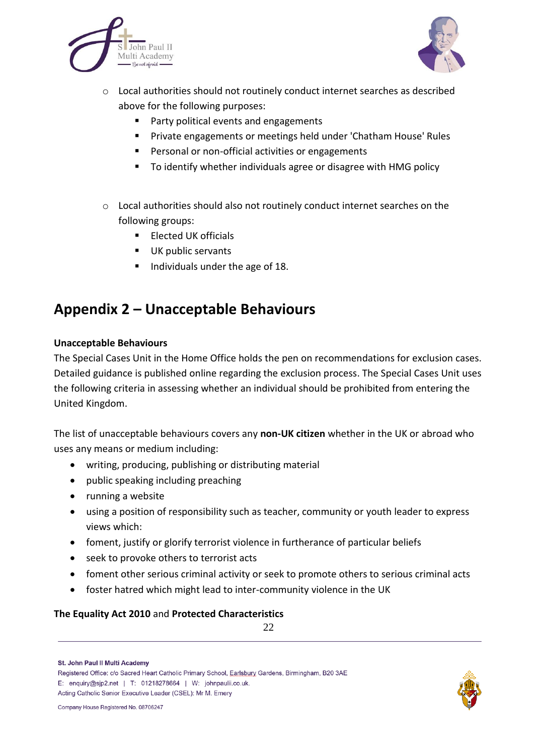- Local authorities should not routinely conduct internet searches as described above for the following purposes:
  - Party political events and engagements
  - Private engagements or meetings held under 'Chatham House' Rules
  - Personal or non-official activities or engagements
  - To identify whether individuals agree or disagree with HMG policy

- Local authorities should also not routinely conduct internet searches on the following groups:
  - Elected UK officials
  - UK public servants
  - Individuals under the age of 18.

## Appendix 2 – Unacceptable Behaviours

**Unacceptable Behaviours**

The Special Cases Unit in the Home Office holds the pen on recommendations for exclusion cases. Detailed guidance is published online regarding the exclusion process. The Special Cases Unit uses the following criteria in assessing whether an individual should be prohibited from entering the United Kingdom.

The list of unacceptable behaviours covers any **non-UK citizen** whether in the UK or abroad who uses any means or medium including:

- writing, producing, publishing or distributing material
- public speaking including preaching
- running a website
- using a position of responsibility such as teacher, community or youth leader to express views which:
- foment, justify or glorify terrorist violence in furtherance of particular beliefs
- seek to provoke others to terrorist acts
- foment other serious criminal activity or seek to promote others to serious criminal acts
- foster hatred which might lead to inter-community violence in the UK

**The Equality Act 2010** and **Protected Characteristics**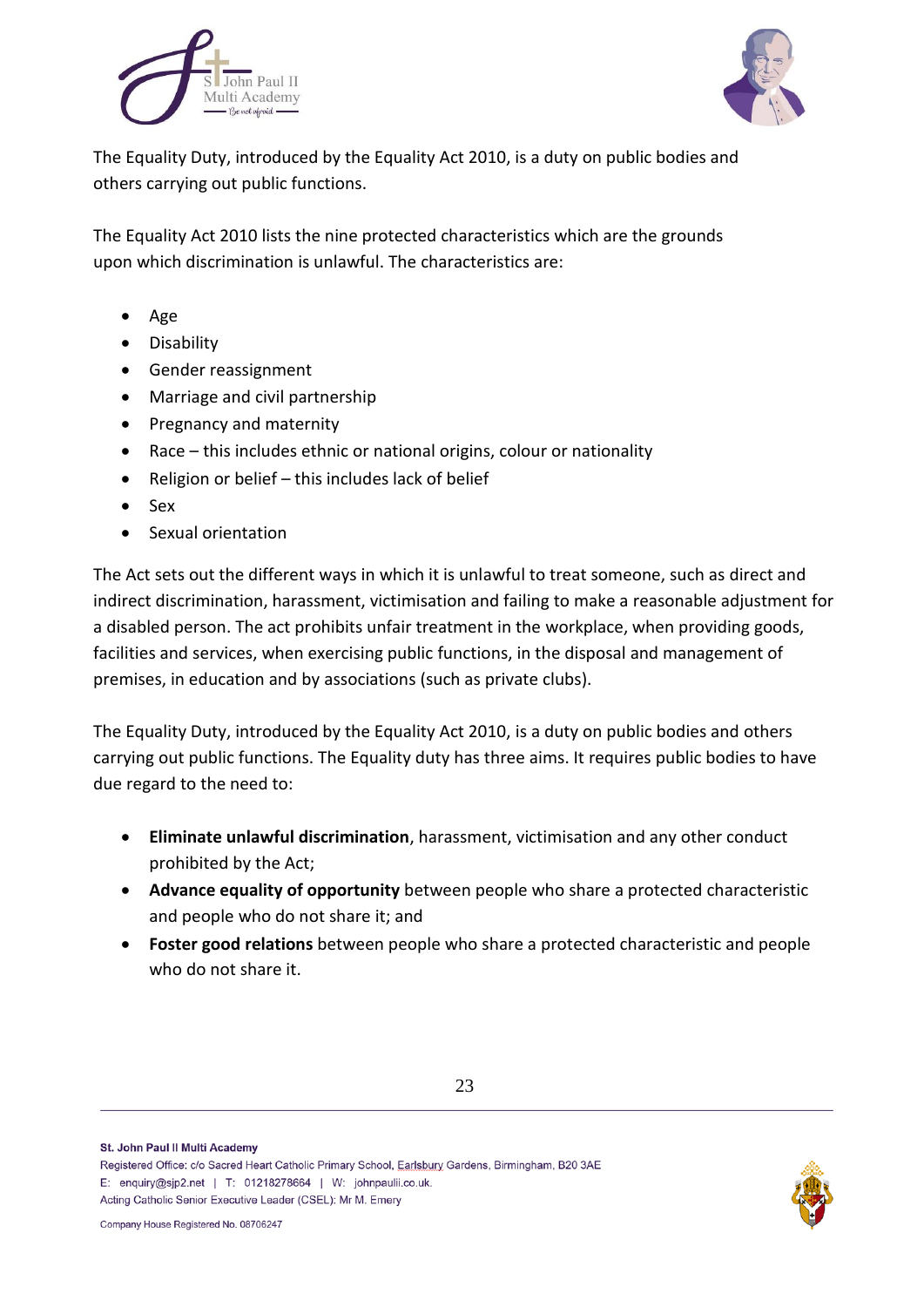The Equality Duty, introduced by the Equality Act 2010, is a duty on public bodies and others carrying out public functions.

The Equality Act 2010 lists the nine protected characteristics which are the grounds upon which discrimination is unlawful. The characteristics are:

- Age
- Disability
- Gender reassignment
- Marriage and civil partnership
- Pregnancy and maternity
- Race – this includes ethnic or national origins, colour or nationality
- Religion or belief – this includes lack of belief
- Sex
- Sexual orientation

The Act sets out the different ways in which it is unlawful to treat someone, such as direct and indirect discrimination, harassment, victimisation and failing to make a reasonable adjustment for a disabled person. The act prohibits unfair treatment in the workplace, when providing goods, facilities and services, when exercising public functions, in the disposal and management of premises, in education and by associations (such as private clubs).

The Equality Duty, introduced by the Equality Act 2010, is a duty on public bodies and others carrying out public functions. The Equality duty has three aims. It requires public bodies to have due regard to the need to:

- **Eliminate unlawful discrimination**, harassment, victimisation and any other conduct prohibited by the Act;
- **Advance equality of opportunity** between people who share a protected characteristic and people who do not share it; and
- **Foster good relations** between people who share a protected characteristic and people who do not share it.